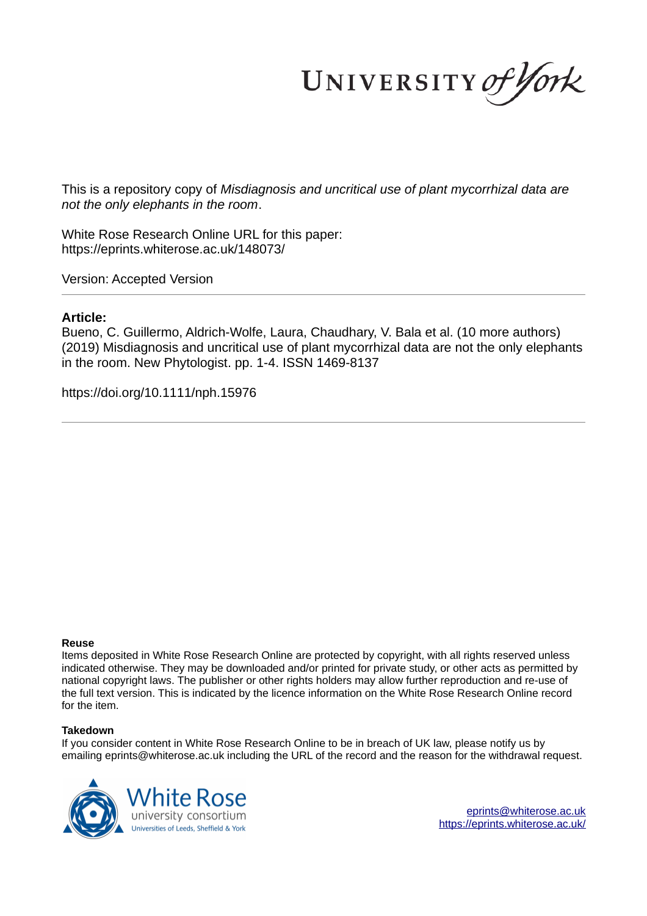This is a repository copy of *Misdiagnosis and uncritical use of plant mycorrhizal data are not the only elephants in the room*.

White Rose Research Online URL for this paper:
https://eprints.whiterose.ac.uk/148073/

Version: Accepted Version

**Article:**

Bueno, C. Guillermo, Aldrich-Wolfe, Laura, Chaudhary, V. Bala et al. (10 more authors) (2019) Misdiagnosis and uncritical use of plant mycorrhizal data are not the only elephants in the room. New Phytologist. pp. 1-4. ISSN 1469-8137

https://doi.org/10.1111/nph.15976

**Reuse**

Items deposited in White Rose Research Online are protected by copyright, with all rights reserved unless indicated otherwise. They may be downloaded and/or printed for private study, or other acts as permitted by national copyright laws. The publisher or other rights holders may allow further reproduction and re-use of the full text version. This is indicated by the licence information on the White Rose Research Online record for the item.

**Takedown**

If you consider content in White Rose Research Online to be in breach of UK law, please notify us by emailing eprints@whiterose.ac.uk including the URL of the record and the reason for the withdrawal request.

eprints@whiterose.ac.uk
https://eprints.whiterose.ac.uk/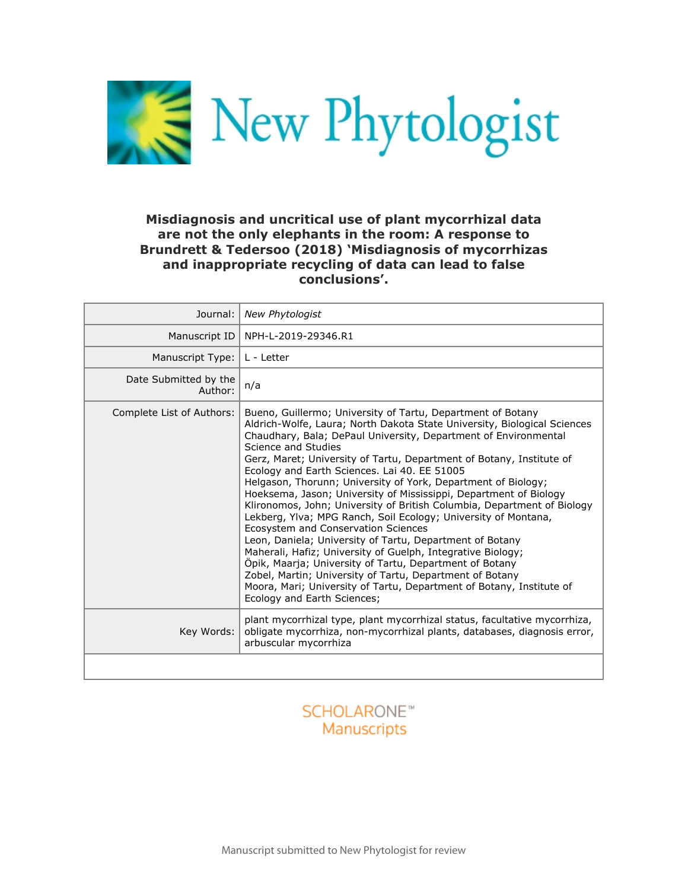# Misdiagnosis and uncritical use of plant mycorrhizal data are not the only elephants in the room: A response to Brundrett & Tedersoo (2018) 'Misdiagnosis of mycorrhizas and inappropriate recycling of data can lead to false conclusions'.

| | |
|---|---|
| Journal: | *New Phytologist* |
| Manuscript ID | NPH-L-2019-29346.R1 |
| Manuscript Type: | L - Letter |
| Date Submitted by the Author: | n/a |
| Complete List of Authors: | Bueno, Guillermo; University of Tartu, Department of Botany<br>Aldrich-Wolfe, Laura; North Dakota State University, Biological Sciences<br>Chaudhary, Bala; DePaul University, Department of Environmental Science and Studies<br>Gerz, Maret; University of Tartu, Department of Botany, Institute of Ecology and Earth Sciences. Lai 40. EE 51005<br>Helgason, Thorunn; University of York, Department of Biology;<br>Hoeksema, Jason; University of Mississippi, Department of Biology<br>Klironomos, John; University of British Columbia, Department of Biology<br>Lekberg, Ylva; MPG Ranch, Soil Ecology; University of Montana, Ecosystem and Conservation Sciences<br>Leon, Daniela; University of Tartu, Department of Botany<br>Maherali, Hafiz; University of Guelph, Integrative Biology;<br>Öpik, Maarja; University of Tartu, Department of Botany<br>Zobel, Martin; University of Tartu, Department of Botany<br>Moora, Mari; University of Tartu, Department of Botany, Institute of Ecology and Earth Sciences; |
| Key Words: | plant mycorrhizal type, plant mycorrhizal status, facultative mycorrhiza, obligate mycorrhiza, non-mycorrhizal plants, databases, diagnosis error, arbuscular mycorrhiza |

SCHOLARONE™ Manuscripts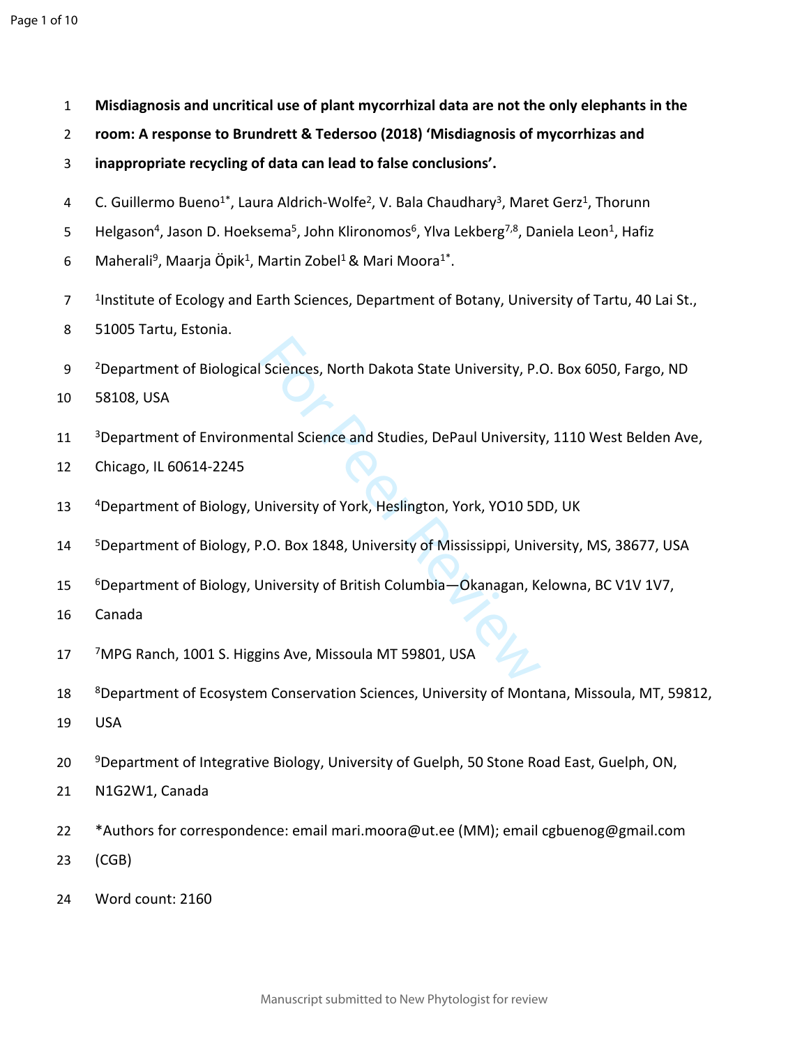# Misdiagnosis and uncritical use of plant mycorrhizal data are not the only elephants in the room: A response to Brundrett & Tedersoo (2018) 'Misdiagnosis of mycorrhizas and inappropriate recycling of data can lead to false conclusions'.

C. Guillermo Bueno[1*], Laura Aldrich-Wolfe[2], V. Bala Chaudhary[3], Maret Gerz[1], Thorunn Helgason[4], Jason D. Hoeksema[5], John Klironomos[6], Ylva Lekberg[7,8], Daniela Leon[1], Hafiz Maherali[9], Maarja Öpik[1], Martin Zobel[1] & Mari Moora[1*].

[1]Institute of Ecology and Earth Sciences, Department of Botany, University of Tartu, 40 Lai St., 51005 Tartu, Estonia.

[2]Department of Biological Sciences, North Dakota State University, P.O. Box 6050, Fargo, ND 58108, USA

[3]Department of Environmental Science and Studies, DePaul University, 1110 West Belden Ave, Chicago, IL 60614-2245

[4]Department of Biology, University of York, Heslington, York, YO10 5DD, UK

[5]Department of Biology, P.O. Box 1848, University of Mississippi, University, MS, 38677, USA

[6]Department of Biology, University of British Columbia—Okanagan, Kelowna, BC V1V 1V7, Canada

[7]MPG Ranch, 1001 S. Higgins Ave, Missoula MT 59801, USA

[8]Department of Ecosystem Conservation Sciences, University of Montana, Missoula, MT, 59812, USA

[9]Department of Integrative Biology, University of Guelph, 50 Stone Road East, Guelph, ON, N1G2W1, Canada

*Authors for correspondence: email mari.moora@ut.ee (MM); email cgbuenog@gmail.com (CGB)

Word count: 2160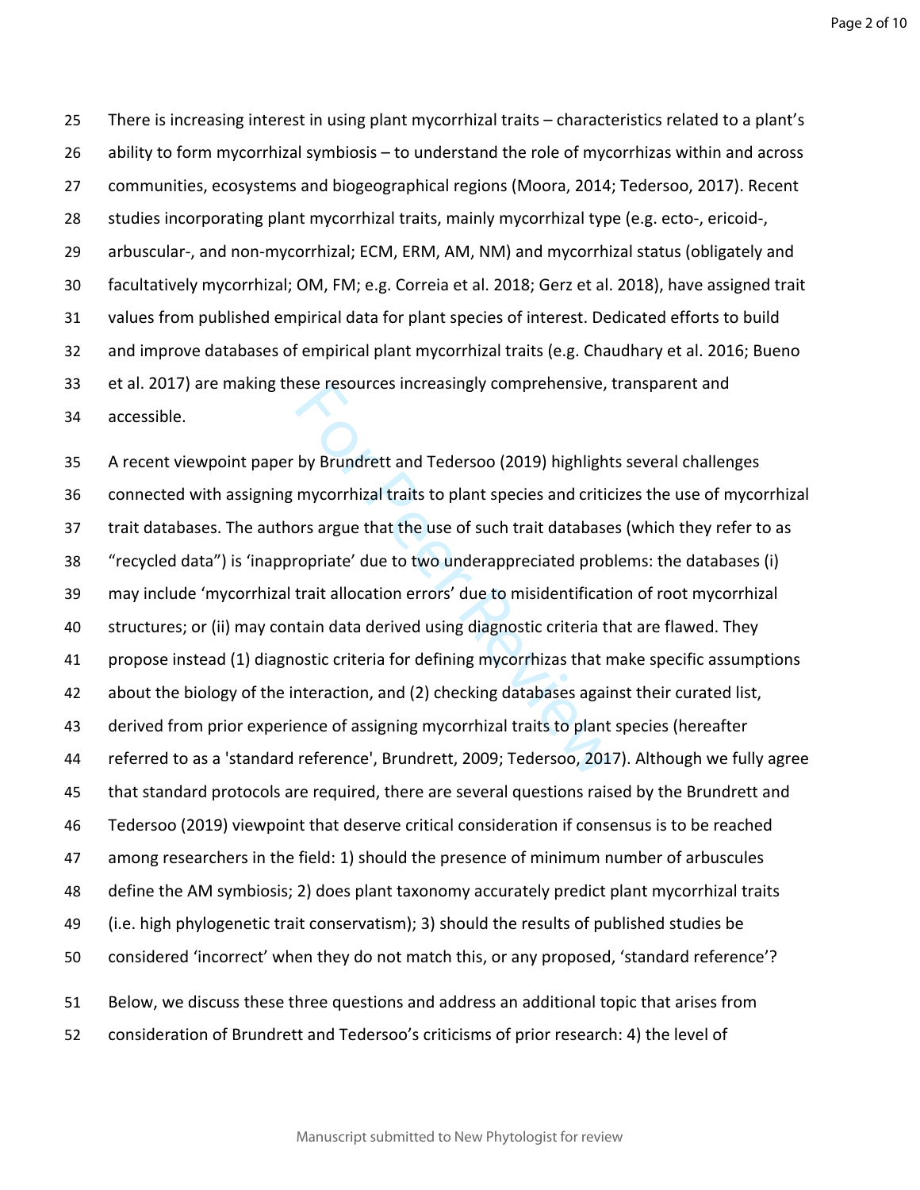There is increasing interest in using plant mycorrhizal traits – characteristics related to a plant's ability to form mycorrhizal symbiosis – to understand the role of mycorrhizas within and across communities, ecosystems and biogeographical regions (Moora, 2014; Tedersoo, 2017). Recent studies incorporating plant mycorrhizal traits, mainly mycorrhizal type (e.g. ecto-, ericoid-, arbuscular-, and non-mycorrhizal; ECM, ERM, AM, NM) and mycorrhizal status (obligately and facultatively mycorrhizal; OM, FM; e.g. Correia et al. 2018; Gerz et al. 2018), have assigned trait values from published empirical data for plant species of interest. Dedicated efforts to build and improve databases of empirical plant mycorrhizal traits (e.g. Chaudhary et al. 2016; Bueno et al. 2017) are making these resources increasingly comprehensive, transparent and accessible.

A recent viewpoint paper by Brundrett and Tedersoo (2019) highlights several challenges connected with assigning mycorrhizal traits to plant species and criticizes the use of mycorrhizal trait databases. The authors argue that the use of such trait databases (which they refer to as "recycled data") is 'inappropriate' due to two underappreciated problems: the databases (i) may include 'mycorrhizal trait allocation errors' due to misidentification of root mycorrhizal structures; or (ii) may contain data derived using diagnostic criteria that are flawed. They propose instead (1) diagnostic criteria for defining mycorrhizas that make specific assumptions about the biology of the interaction, and (2) checking databases against their curated list, derived from prior experience of assigning mycorrhizal traits to plant species (hereafter referred to as a 'standard reference', Brundrett, 2009; Tedersoo, 2017). Although we fully agree that standard protocols are required, there are several questions raised by the Brundrett and Tedersoo (2019) viewpoint that deserve critical consideration if consensus is to be reached among researchers in the field: 1) should the presence of minimum number of arbuscules define the AM symbiosis; 2) does plant taxonomy accurately predict plant mycorrhizal traits (i.e. high phylogenetic trait conservatism); 3) should the results of published studies be considered 'incorrect' when they do not match this, or any proposed, 'standard reference'?

Below, we discuss these three questions and address an additional topic that arises from consideration of Brundrett and Tedersoo's criticisms of prior research: 4) the level of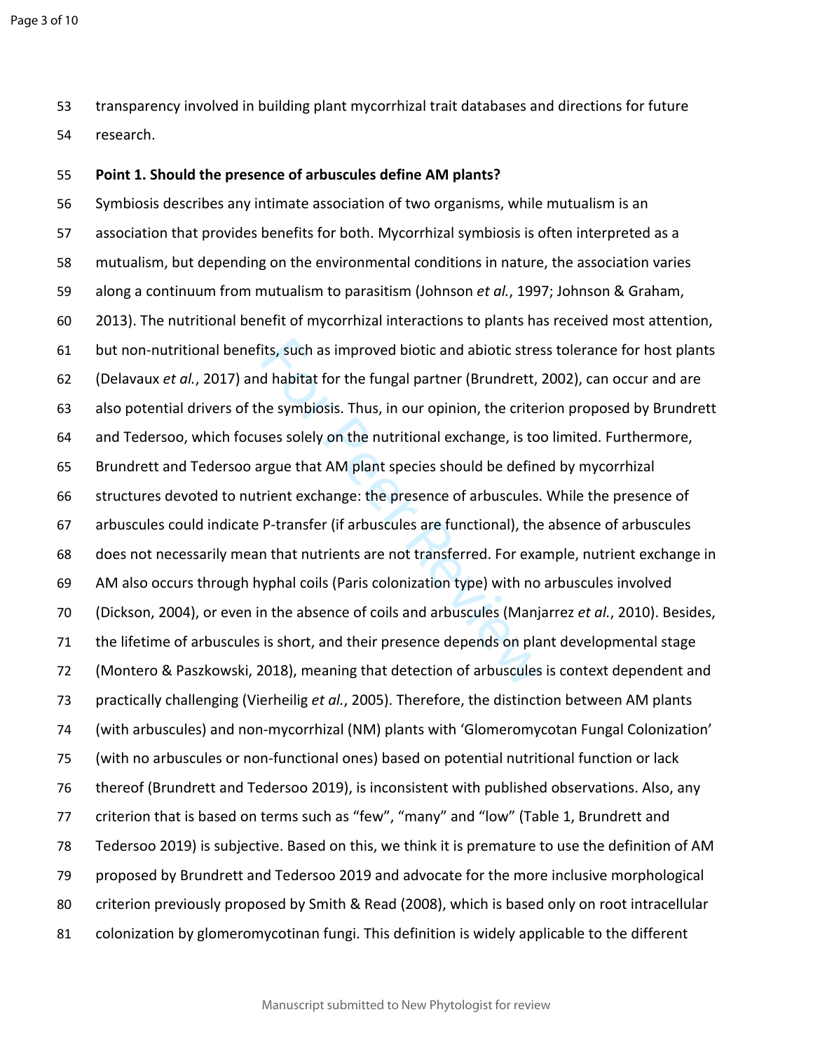transparency involved in building plant mycorrhizal trait databases and directions for future research.

**Point 1. Should the presence of arbuscules define AM plants?**

Symbiosis describes any intimate association of two organisms, while mutualism is an association that provides benefits for both. Mycorrhizal symbiosis is often interpreted as a mutualism, but depending on the environmental conditions in nature, the association varies along a continuum from mutualism to parasitism (Johnson *et al.*, 1997; Johnson & Graham, 2013). The nutritional benefit of mycorrhizal interactions to plants has received most attention, but non-nutritional benefits, such as improved biotic and abiotic stress tolerance for host plants (Delavaux *et al.*, 2017) and habitat for the fungal partner (Brundrett, 2002), can occur and are also potential drivers of the symbiosis. Thus, in our opinion, the criterion proposed by Brundrett and Tedersoo, which focuses solely on the nutritional exchange, is too limited. Furthermore, Brundrett and Tedersoo argue that AM plant species should be defined by mycorrhizal structures devoted to nutrient exchange: the presence of arbuscules. While the presence of arbuscules could indicate P-transfer (if arbuscules are functional), the absence of arbuscules does not necessarily mean that nutrients are not transferred. For example, nutrient exchange in AM also occurs through hyphal coils (Paris colonization type) with no arbuscules involved (Dickson, 2004), or even in the absence of coils and arbuscules (Manjarrez *et al.*, 2010). Besides, the lifetime of arbuscules is short, and their presence depends on plant developmental stage (Montero & Paszkowski, 2018), meaning that detection of arbuscules is context dependent and practically challenging (Vierheilig *et al.*, 2005). Therefore, the distinction between AM plants (with arbuscules) and non-mycorrhizal (NM) plants with 'Glomeromycotan Fungal Colonization' (with no arbuscules or non-functional ones) based on potential nutritional function or lack thereof (Brundrett and Tedersoo 2019), is inconsistent with published observations. Also, any criterion that is based on terms such as "few", "many" and "low" (Table 1, Brundrett and Tedersoo 2019) is subjective. Based on this, we think it is premature to use the definition of AM proposed by Brundrett and Tedersoo 2019 and advocate for the more inclusive morphological criterion previously proposed by Smith & Read (2008), which is based only on root intracellular colonization by glomeromycotinan fungi. This definition is widely applicable to the different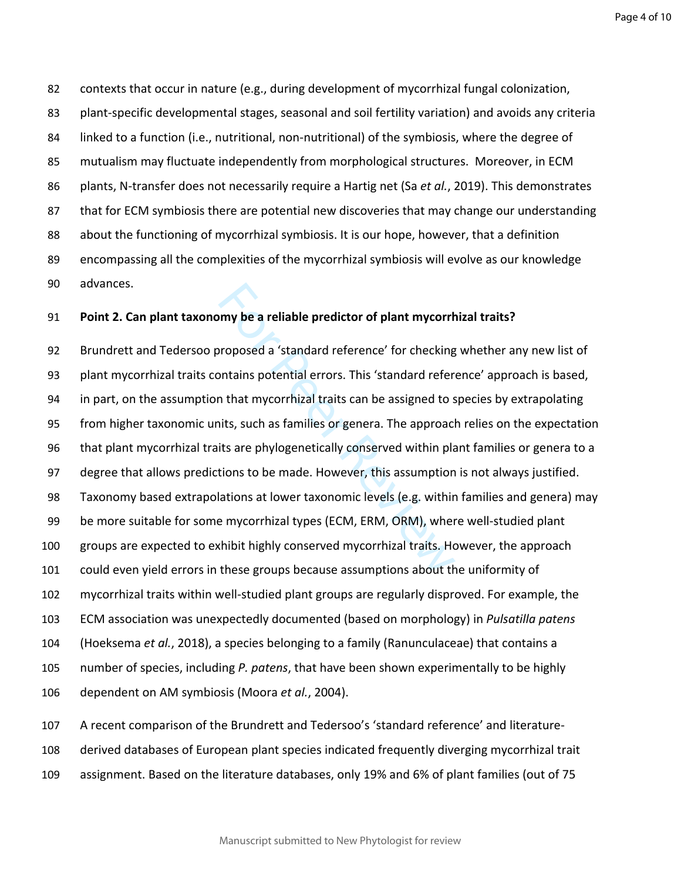contexts that occur in nature (e.g., during development of mycorrhizal fungal colonization, plant-specific developmental stages, seasonal and soil fertility variation) and avoids any criteria linked to a function (i.e., nutritional, non-nutritional) of the symbiosis, where the degree of mutualism may fluctuate independently from morphological structures. Moreover, in ECM plants, N-transfer does not necessarily require a Hartig net (Sa *et al.*, 2019). This demonstrates that for ECM symbiosis there are potential new discoveries that may change our understanding about the functioning of mycorrhizal symbiosis. It is our hope, however, that a definition encompassing all the complexities of the mycorrhizal symbiosis will evolve as our knowledge advances.

**Point 2. Can plant taxonomy be a reliable predictor of plant mycorrhizal traits?**

Brundrett and Tedersoo proposed a 'standard reference' for checking whether any new list of plant mycorrhizal traits contains potential errors. This 'standard reference' approach is based, in part, on the assumption that mycorrhizal traits can be assigned to species by extrapolating from higher taxonomic units, such as families or genera. The approach relies on the expectation that plant mycorrhizal traits are phylogenetically conserved within plant families or genera to a degree that allows predictions to be made. However, this assumption is not always justified. Taxonomy based extrapolations at lower taxonomic levels (e.g. within families and genera) may be more suitable for some mycorrhizal types (ECM, ERM, ORM), where well-studied plant groups are expected to exhibit highly conserved mycorrhizal traits. However, the approach could even yield errors in these groups because assumptions about the uniformity of mycorrhizal traits within well-studied plant groups are regularly disproved. For example, the ECM association was unexpectedly documented (based on morphology) in *Pulsatilla patens* (Hoeksema *et al.*, 2018), a species belonging to a family (Ranunculaceae) that contains a number of species, including *P. patens*, that have been shown experimentally to be highly dependent on AM symbiosis (Moora *et al.*, 2004).

A recent comparison of the Brundrett and Tedersoo's 'standard reference' and literature-derived databases of European plant species indicated frequently diverging mycorrhizal trait assignment. Based on the literature databases, only 19% and 6% of plant families (out of 75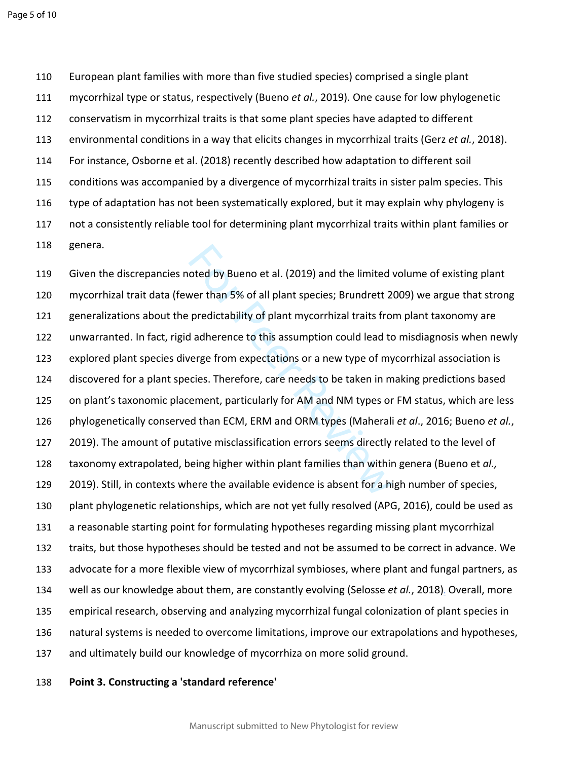European plant families with more than five studied species) comprised a single plant mycorrhizal type or status, respectively (Bueno *et al.*, 2019). One cause for low phylogenetic conservatism in mycorrhizal traits is that some plant species have adapted to different environmental conditions in a way that elicits changes in mycorrhizal traits (Gerz *et al.*, 2018). For instance, Osborne et al. (2018) recently described how adaptation to different soil conditions was accompanied by a divergence of mycorrhizal traits in sister palm species. This type of adaptation has not been systematically explored, but it may explain why phylogeny is not a consistently reliable tool for determining plant mycorrhizal traits within plant families or genera.

Given the discrepancies noted by Bueno et al. (2019) and the limited volume of existing plant mycorrhizal trait data (fewer than 5% of all plant species; Brundrett 2009) we argue that strong generalizations about the predictability of plant mycorrhizal traits from plant taxonomy are unwarranted. In fact, rigid adherence to this assumption could lead to misdiagnosis when newly explored plant species diverge from expectations or a new type of mycorrhizal association is discovered for a plant species. Therefore, care needs to be taken in making predictions based on plant's taxonomic placement, particularly for AM and NM types or FM status, which are less phylogenetically conserved than ECM, ERM and ORM types (Maherali *et al*., 2016; Bueno *et al.*, 2019). The amount of putative misclassification errors seems directly related to the level of taxonomy extrapolated, being higher within plant families than within genera (Bueno et *al.,* 2019). Still, in contexts where the available evidence is absent for a high number of species, plant phylogenetic relationships, which are not yet fully resolved (APG, 2016), could be used as a reasonable starting point for formulating hypotheses regarding missing plant mycorrhizal traits, but those hypotheses should be tested and not be assumed to be correct in advance. We advocate for a more flexible view of mycorrhizal symbioses, where plant and fungal partners, as well as our knowledge about them, are constantly evolving (Selosse *et al.*, 2018). Overall, more empirical research, observing and analyzing mycorrhizal fungal colonization of plant species in natural systems is needed to overcome limitations, improve our extrapolations and hypotheses, and ultimately build our knowledge of mycorrhiza on more solid ground.

**Point 3. Constructing a 'standard reference'**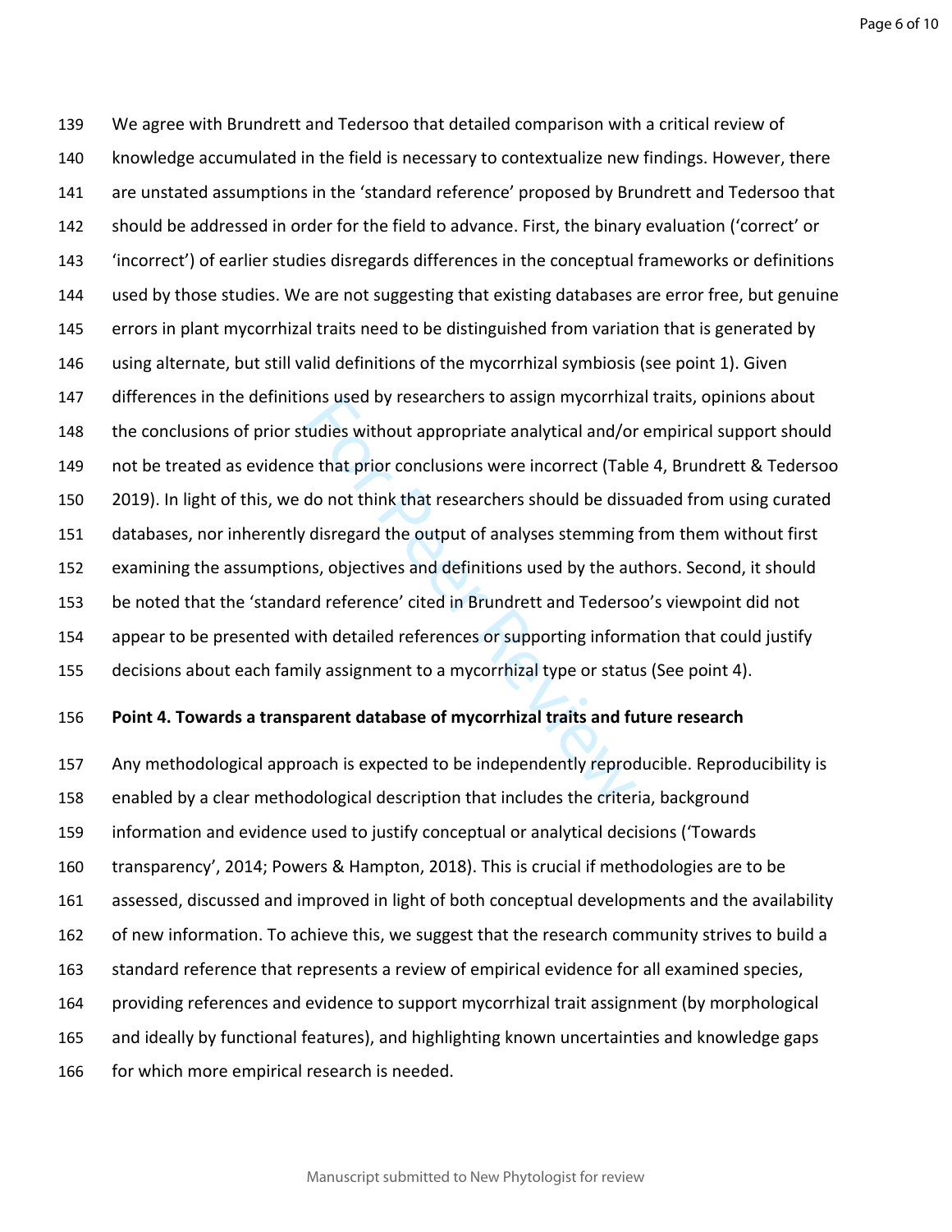We agree with Brundrett and Tedersoo that detailed comparison with a critical review of knowledge accumulated in the field is necessary to contextualize new findings. However, there are unstated assumptions in the 'standard reference' proposed by Brundrett and Tedersoo that should be addressed in order for the field to advance. First, the binary evaluation ('correct' or 'incorrect') of earlier studies disregards differences in the conceptual frameworks or definitions used by those studies. We are not suggesting that existing databases are error free, but genuine errors in plant mycorrhizal traits need to be distinguished from variation that is generated by using alternate, but still valid definitions of the mycorrhizal symbiosis (see point 1). Given differences in the definitions used by researchers to assign mycorrhizal traits, opinions about the conclusions of prior studies without appropriate analytical and/or empirical support should not be treated as evidence that prior conclusions were incorrect (Table 4, Brundrett & Tedersoo 2019). In light of this, we do not think that researchers should be dissuaded from using curated databases, nor inherently disregard the output of analyses stemming from them without first examining the assumptions, objectives and definitions used by the authors. Second, it should be noted that the 'standard reference' cited in Brundrett and Tedersoo's viewpoint did not appear to be presented with detailed references or supporting information that could justify decisions about each family assignment to a mycorrhizal type or status (See point 4).

**Point 4. Towards a transparent database of mycorrhizal traits and future research**

Any methodological approach is expected to be independently reproducible. Reproducibility is enabled by a clear methodological description that includes the criteria, background information and evidence used to justify conceptual or analytical decisions ('Towards transparency', 2014; Powers & Hampton, 2018). This is crucial if methodologies are to be assessed, discussed and improved in light of both conceptual developments and the availability of new information. To achieve this, we suggest that the research community strives to build a standard reference that represents a review of empirical evidence for all examined species, providing references and evidence to support mycorrhizal trait assignment (by morphological and ideally by functional features), and highlighting known uncertainties and knowledge gaps for which more empirical research is needed.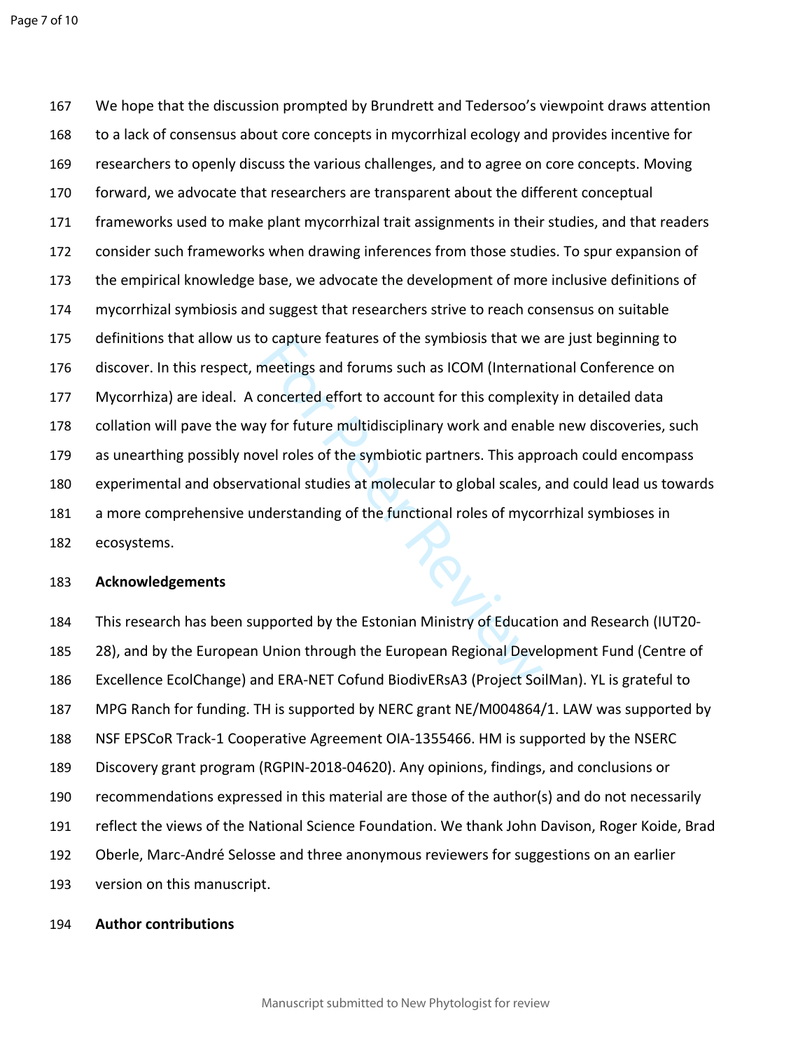We hope that the discussion prompted by Brundrett and Tedersoo's viewpoint draws attention to a lack of consensus about core concepts in mycorrhizal ecology and provides incentive for researchers to openly discuss the various challenges, and to agree on core concepts. Moving forward, we advocate that researchers are transparent about the different conceptual frameworks used to make plant mycorrhizal trait assignments in their studies, and that readers consider such frameworks when drawing inferences from those studies. To spur expansion of the empirical knowledge base, we advocate the development of more inclusive definitions of mycorrhizal symbiosis and suggest that researchers strive to reach consensus on suitable definitions that allow us to capture features of the symbiosis that we are just beginning to discover. In this respect, meetings and forums such as ICOM (International Conference on Mycorrhiza) are ideal. A concerted effort to account for this complexity in detailed data collation will pave the way for future multidisciplinary work and enable new discoveries, such as unearthing possibly novel roles of the symbiotic partners. This approach could encompass experimental and observational studies at molecular to global scales, and could lead us towards a more comprehensive understanding of the functional roles of mycorrhizal symbioses in ecosystems.

## Acknowledgements

This research has been supported by the Estonian Ministry of Education and Research (IUT20-28), and by the European Union through the European Regional Development Fund (Centre of Excellence EcolChange) and ERA-NET Cofund BiodivERsA3 (Project SoilMan). YL is grateful to MPG Ranch for funding. TH is supported by NERC grant NE/M004864/1. LAW was supported by NSF EPSCoR Track-1 Cooperative Agreement OIA-1355466. HM is supported by the NSERC Discovery grant program (RGPIN-2018-04620). Any opinions, findings, and conclusions or recommendations expressed in this material are those of the author(s) and do not necessarily reflect the views of the National Science Foundation. We thank John Davison, Roger Koide, Brad Oberle, Marc-André Selosse and three anonymous reviewers for suggestions on an earlier version on this manuscript.

## Author contributions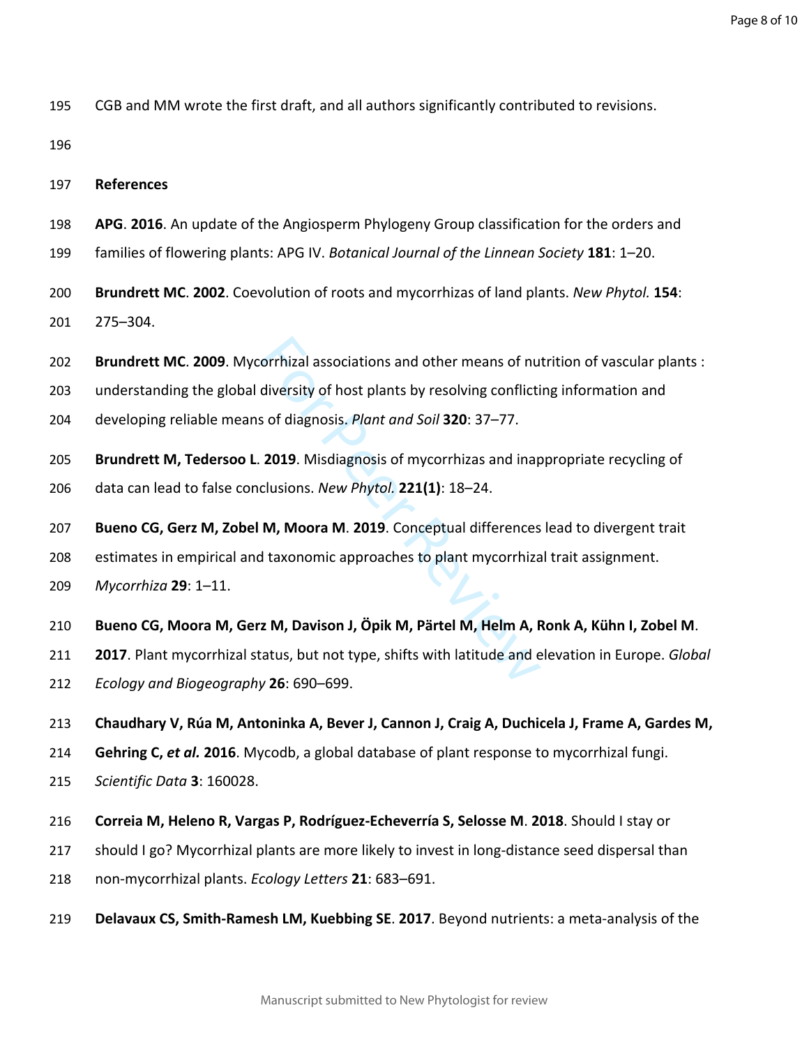CGB and MM wrote the first draft, and all authors significantly contributed to revisions.

**References**

**APG**. **2016**. An update of the Angiosperm Phylogeny Group classification for the orders and families of flowering plants: APG IV. *Botanical Journal of the Linnean Society* **181**: 1–20.

**Brundrett MC**. **2002**. Coevolution of roots and mycorrhizas of land plants. *New Phytol.* **154**: 275–304.

**Brundrett MC**. **2009**. Mycorrhizal associations and other means of nutrition of vascular plants : understanding the global diversity of host plants by resolving conflicting information and developing reliable means of diagnosis. *Plant and Soil* **320**: 37–77.

**Brundrett M, Tedersoo L**. **2019**. Misdiagnosis of mycorrhizas and inappropriate recycling of data can lead to false conclusions. *New Phytol.* **221(1)**: 18–24.

**Bueno CG, Gerz M, Zobel M, Moora M**. **2019**. Conceptual differences lead to divergent trait estimates in empirical and taxonomic approaches to plant mycorrhizal trait assignment. *Mycorrhiza* **29**: 1–11.

**Bueno CG, Moora M, Gerz M, Davison J, Öpik M, Pärtel M, Helm A, Ronk A, Kühn I, Zobel M**. **2017**. Plant mycorrhizal status, but not type, shifts with latitude and elevation in Europe. *Global Ecology and Biogeography* **26**: 690–699.

**Chaudhary V, Rúa M, Antoninka A, Bever J, Cannon J, Craig A, Duchicela J, Frame A, Gardes M, Gehring C, *et al.*** **2016**. Mycodb, a global database of plant response to mycorrhizal fungi. *Scientific Data* **3**: 160028.

**Correia M, Heleno R, Vargas P, Rodríguez-Echeverría S, Selosse M**. **2018**. Should I stay or should I go? Mycorrhizal plants are more likely to invest in long-distance seed dispersal than non-mycorrhizal plants. *Ecology Letters* **21**: 683–691.

**Delavaux CS, Smith-Ramesh LM, Kuebbing SE**. **2017**. Beyond nutrients: a meta-analysis of the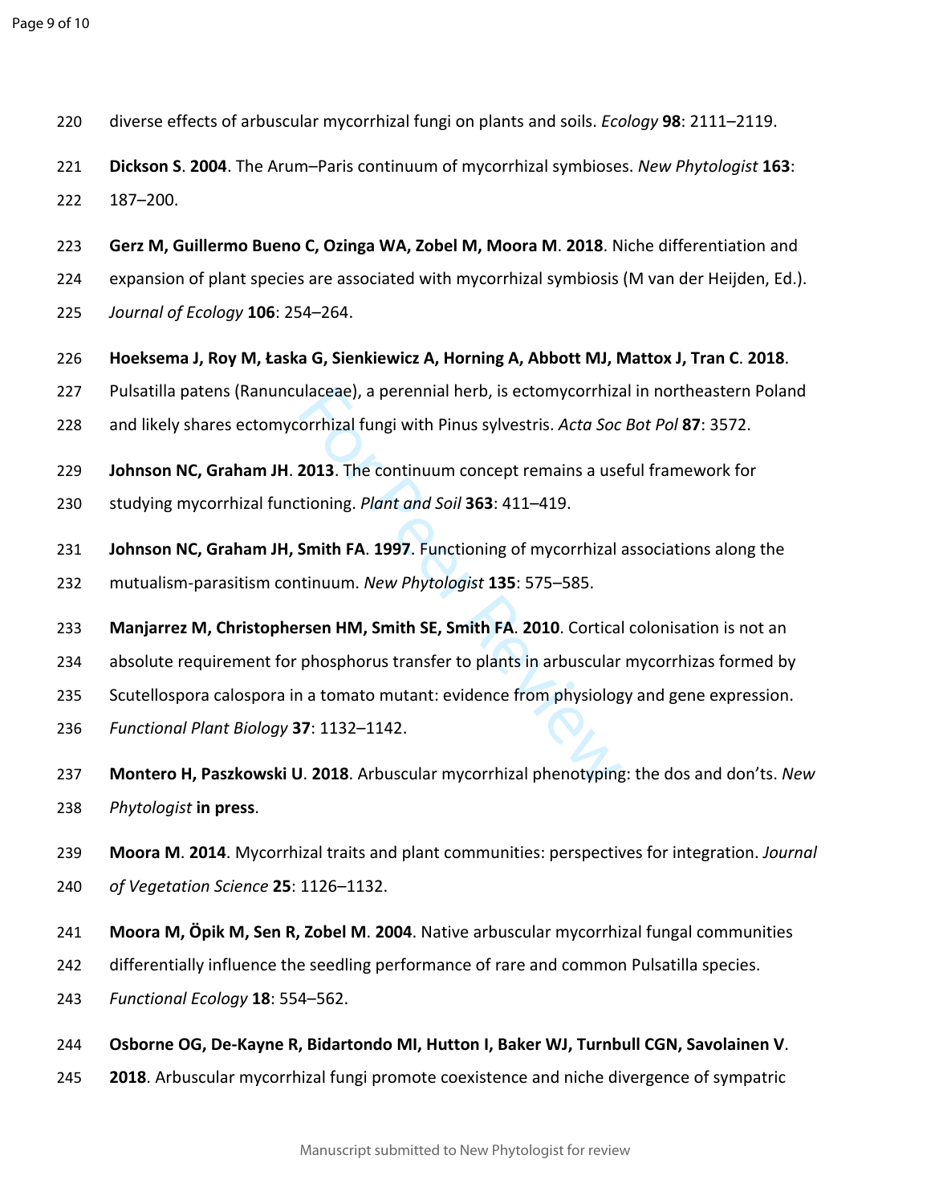220 diverse effects of arbuscular mycorrhizal fungi on plants and soils. *Ecology* **98**: 2111–2119.

221 **Dickson S**. **2004**. The Arum–Paris continuum of mycorrhizal symbioses. *New Phytologist* **163**:
222 187–200.

223 **Gerz M, Guillermo Bueno C, Ozinga WA, Zobel M, Moora M**. **2018**. Niche differentiation and
224 expansion of plant species are associated with mycorrhizal symbiosis (M van der Heijden, Ed.).
225 *Journal of Ecology* **106**: 254–264.

226 **Hoeksema J, Roy M, Łaska G, Sienkiewicz A, Horning A, Abbott MJ, Mattox J, Tran C**. **2018**.
227 Pulsatilla patens (Ranunculaceae), a perennial herb, is ectomycorrhizal in northeastern Poland
228 and likely shares ectomycorrhizal fungi with Pinus sylvestris. *Acta Soc Bot Pol* **87**: 3572.

229 **Johnson NC, Graham JH**. **2013**. The continuum concept remains a useful framework for
230 studying mycorrhizal functioning. *Plant and Soil* **363**: 411–419.

231 **Johnson NC, Graham JH, Smith FA**. **1997**. Functioning of mycorrhizal associations along the
232 mutualism-parasitism continuum. *New Phytologist* **135**: 575–585.

233 **Manjarrez M, Christophersen HM, Smith SE, Smith FA**. **2010**. Cortical colonisation is not an
234 absolute requirement for phosphorus transfer to plants in arbuscular mycorrhizas formed by
235 Scutellospora calospora in a tomato mutant: evidence from physiology and gene expression.
236 *Functional Plant Biology* **37**: 1132–1142.

237 **Montero H, Paszkowski U**. **2018**. Arbuscular mycorrhizal phenotyping: the dos and don'ts. *New*
238 *Phytologist* **in press**.

239 **Moora M**. **2014**. Mycorrhizal traits and plant communities: perspectives for integration. *Journal*
240 *of Vegetation Science* **25**: 1126–1132.

241 **Moora M, Öpik M, Sen R, Zobel M**. **2004**. Native arbuscular mycorrhizal fungal communities
242 differentially influence the seedling performance of rare and common Pulsatilla species.
243 *Functional Ecology* **18**: 554–562.

244 **Osborne OG, De-Kayne R, Bidartondo MI, Hutton I, Baker WJ, Turnbull CGN, Savolainen V**.
245 **2018**. Arbuscular mycorrhizal fungi promote coexistence and niche divergence of sympatric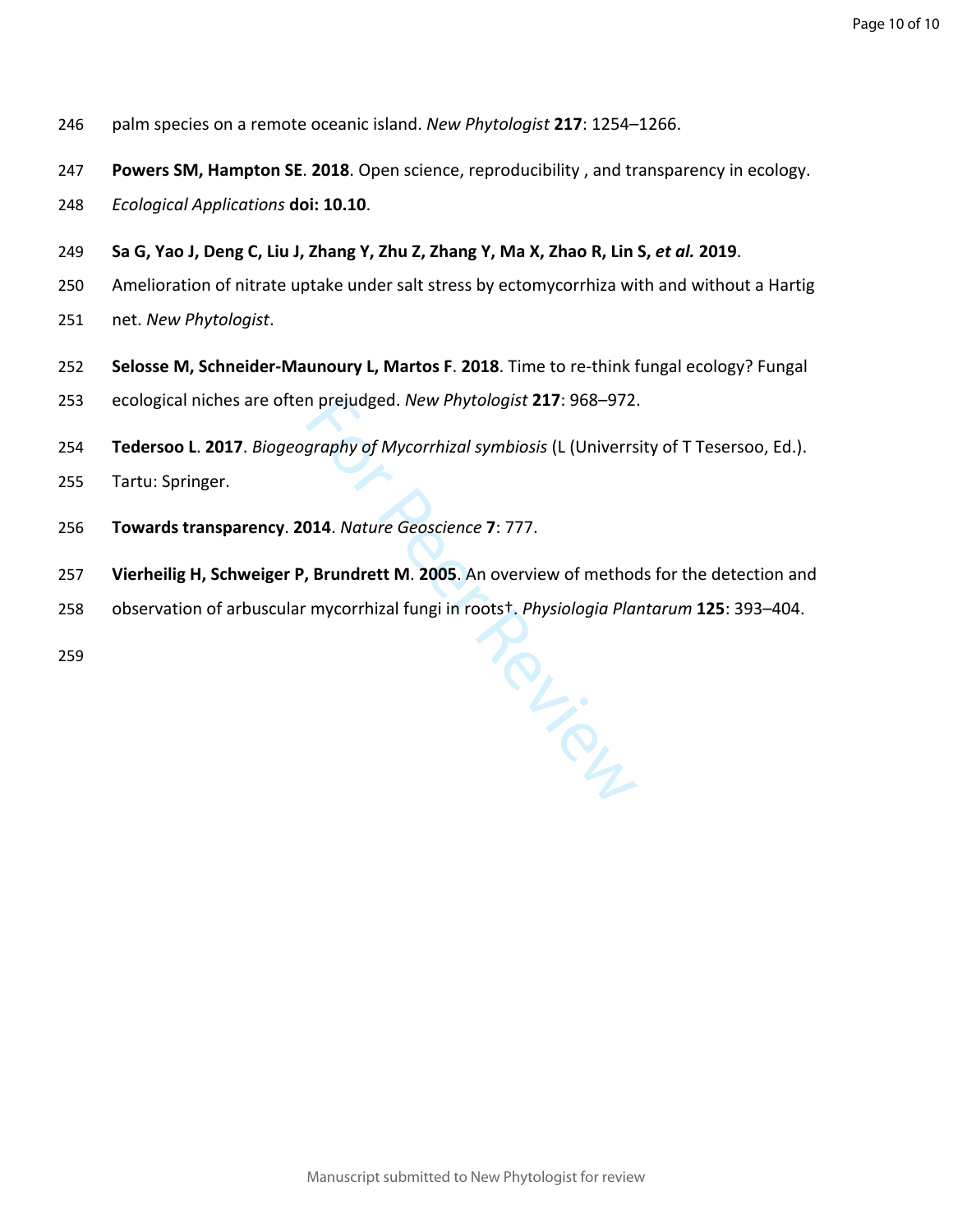246 palm species on a remote oceanic island. *New Phytologist* **217**: 1254–1266.

247 **Powers SM, Hampton SE**. **2018**. Open science, reproducibility , and transparency in ecology.

248 *Ecological Applications* **doi: 10.10**.

249 **Sa G, Yao J, Deng C, Liu J, Zhang Y, Zhu Z, Zhang Y, Ma X, Zhao R, Lin S, *et al.* 2019**.

250 Amelioration of nitrate uptake under salt stress by ectomycorrhiza with and without a Hartig

251 net. *New Phytologist*.

252 **Selosse M, Schneider-Maunoury L, Martos F**. **2018**. Time to re-think fungal ecology? Fungal

253 ecological niches are often prejudged. *New Phytologist* **217**: 968–972.

254 **Tedersoo L**. **2017**. *Biogeography of Mycorrhizal symbiosis* (L (Univerrsity of T Tesersoo, Ed.).

255 Tartu: Springer.

256 **Towards transparency**. **2014**. *Nature Geoscience* **7**: 777.

257 **Vierheilig H, Schweiger P, Brundrett M**. **2005**. An overview of methods for the detection and

258 observation of arbuscular mycorrhizal fungi in roots†. *Physiologia Plantarum* **125**: 393–404.

259